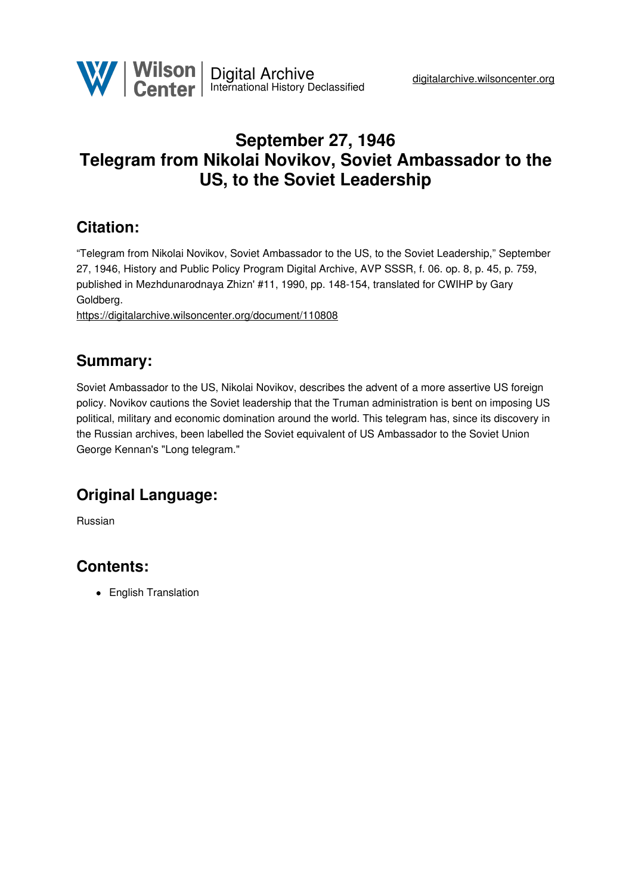# September 27, 1946
# Telegram from Nikolai Novikov, Soviet Ambassador to the US, to the Soviet Leadership

## Citation:

"Telegram from Nikolai Novikov, Soviet Ambassador to the US, to the Soviet Leadership," September 27, 1946, History and Public Policy Program Digital Archive, AVP SSSR, f. 06. op. 8, p. 45, p. 759, published in Mezhdunarodnaya Zhizn' #11, 1990, pp. 148-154, translated for CWIHP by Gary Goldberg.
https://digitalarchive.wilsoncenter.org/document/110808

## Summary:

Soviet Ambassador to the US, Nikolai Novikov, describes the advent of a more assertive US foreign policy. Novikov cautions the Soviet leadership that the Truman administration is bent on imposing US political, military and economic domination around the world. This telegram has, since its discovery in the Russian archives, been labelled the Soviet equivalent of US Ambassador to the Soviet Union George Kennan's "Long telegram."

## Original Language:

Russian

## Contents:

- English Translation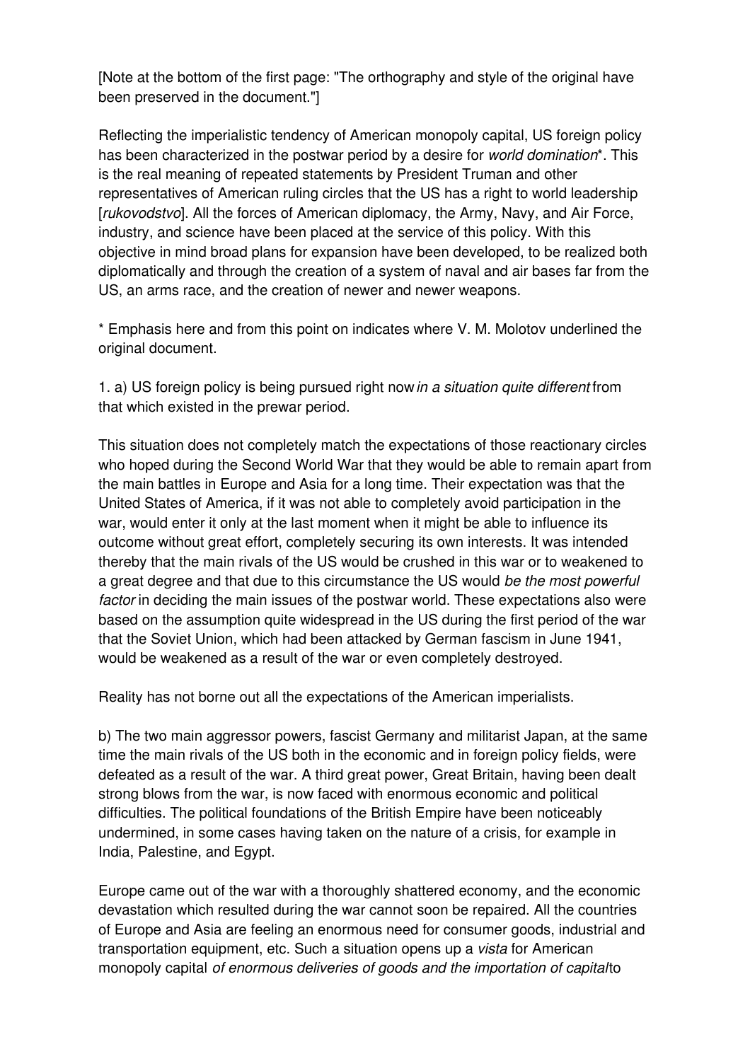[Note at the bottom of the first page: "The orthography and style of the original have been preserved in the document."]

Reflecting the imperialistic tendency of American monopoly capital, US foreign policy has been characterized in the postwar period by a desire for *world domination**. This is the real meaning of repeated statements by President Truman and other representatives of American ruling circles that the US has a right to world leadership [*rukovodstvo*]. All the forces of American diplomacy, the Army, Navy, and Air Force, industry, and science have been placed at the service of this policy. With this objective in mind broad plans for expansion have been developed, to be realized both diplomatically and through the creation of a system of naval and air bases far from the US, an arms race, and the creation of newer and newer weapons.

\* Emphasis here and from this point on indicates where V. M. Molotov underlined the original document.

1. a) US foreign policy is being pursued right now *in a situation quite different* from that which existed in the prewar period.

This situation does not completely match the expectations of those reactionary circles who hoped during the Second World War that they would be able to remain apart from the main battles in Europe and Asia for a long time. Their expectation was that the United States of America, if it was not able to completely avoid participation in the war, would enter it only at the last moment when it might be able to influence its outcome without great effort, completely securing its own interests. It was intended thereby that the main rivals of the US would be crushed in this war or to weakened to a great degree and that due to this circumstance the US would *be the most powerful factor* in deciding the main issues of the postwar world. These expectations also were based on the assumption quite widespread in the US during the first period of the war that the Soviet Union, which had been attacked by German fascism in June 1941, would be weakened as a result of the war or even completely destroyed.

Reality has not borne out all the expectations of the American imperialists.

b) The two main aggressor powers, fascist Germany and militarist Japan, at the same time the main rivals of the US both in the economic and in foreign policy fields, were defeated as a result of the war. A third great power, Great Britain, having been dealt strong blows from the war, is now faced with enormous economic and political difficulties. The political foundations of the British Empire have been noticeably undermined, in some cases having taken on the nature of a crisis, for example in India, Palestine, and Egypt.

Europe came out of the war with a thoroughly shattered economy, and the economic devastation which resulted during the war cannot soon be repaired. All the countries of Europe and Asia are feeling an enormous need for consumer goods, industrial and transportation equipment, etc. Such a situation opens up a *vista* for American monopoly capital *of enormous deliveries of goods and the importation of capital* to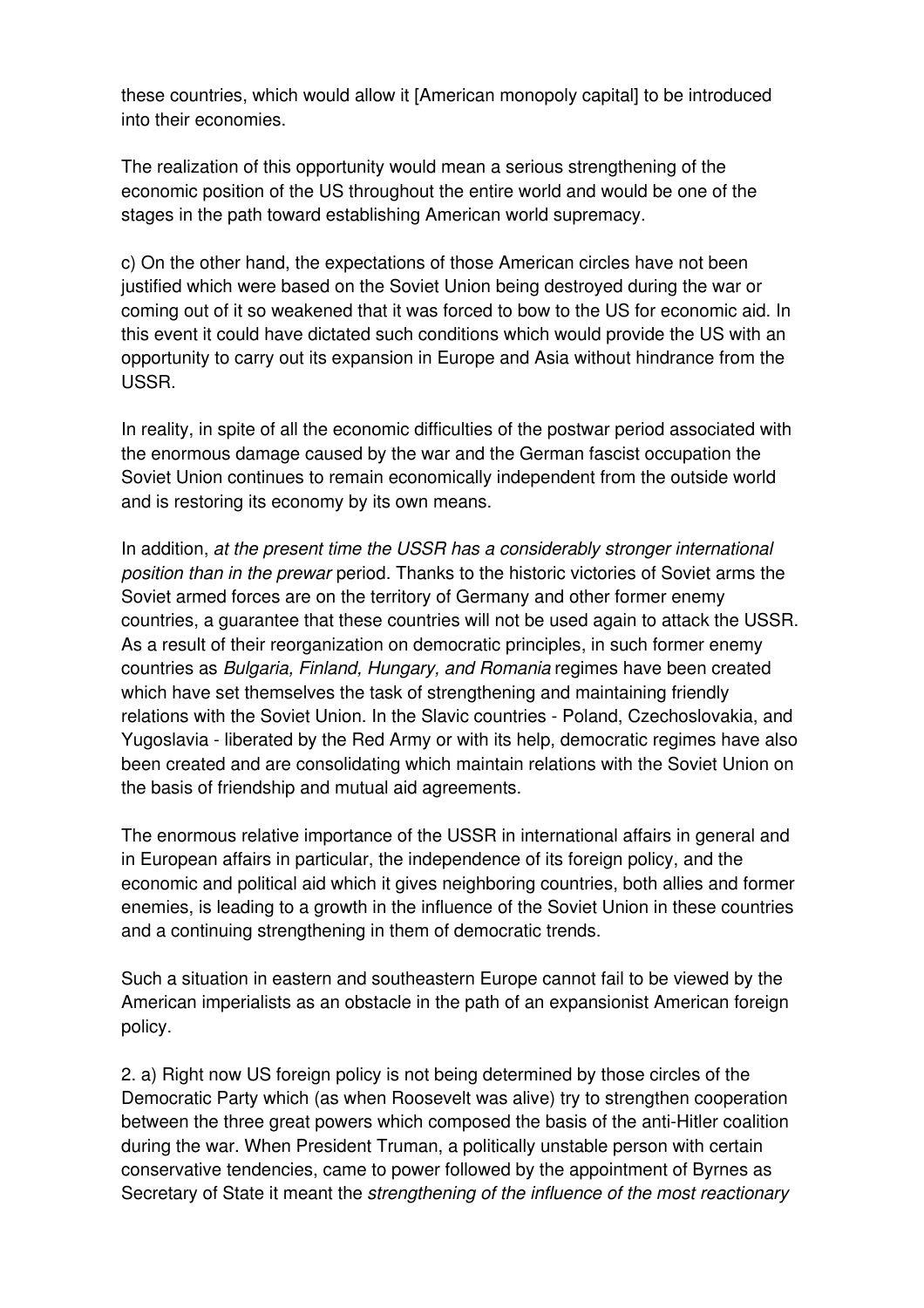these countries, which would allow it [American monopoly capital] to be introduced into their economies.

The realization of this opportunity would mean a serious strengthening of the economic position of the US throughout the entire world and would be one of the stages in the path toward establishing American world supremacy.

c) On the other hand, the expectations of those American circles have not been justified which were based on the Soviet Union being destroyed during the war or coming out of it so weakened that it was forced to bow to the US for economic aid. In this event it could have dictated such conditions which would provide the US with an opportunity to carry out its expansion in Europe and Asia without hindrance from the USSR.

In reality, in spite of all the economic difficulties of the postwar period associated with the enormous damage caused by the war and the German fascist occupation the Soviet Union continues to remain economically independent from the outside world and is restoring its economy by its own means.

In addition, *at the present time the USSR has a considerably stronger international position than in the prewar* period. Thanks to the historic victories of Soviet arms the Soviet armed forces are on the territory of Germany and other former enemy countries, a guarantee that these countries will not be used again to attack the USSR. As a result of their reorganization on democratic principles, in such former enemy countries as *Bulgaria, Finland, Hungary, and Romania* regimes have been created which have set themselves the task of strengthening and maintaining friendly relations with the Soviet Union. In the Slavic countries - Poland, Czechoslovakia, and Yugoslavia - liberated by the Red Army or with its help, democratic regimes have also been created and are consolidating which maintain relations with the Soviet Union on the basis of friendship and mutual aid agreements.

The enormous relative importance of the USSR in international affairs in general and in European affairs in particular, the independence of its foreign policy, and the economic and political aid which it gives neighboring countries, both allies and former enemies, is leading to a growth in the influence of the Soviet Union in these countries and a continuing strengthening in them of democratic trends.

Such a situation in eastern and southeastern Europe cannot fail to be viewed by the American imperialists as an obstacle in the path of an expansionist American foreign policy.

2. a) Right now US foreign policy is not being determined by those circles of the Democratic Party which (as when Roosevelt was alive) try to strengthen cooperation between the three great powers which composed the basis of the anti-Hitler coalition during the war. When President Truman, a politically unstable person with certain conservative tendencies, came to power followed by the appointment of Byrnes as Secretary of State it meant the *strengthening of the influence of the most reactionary*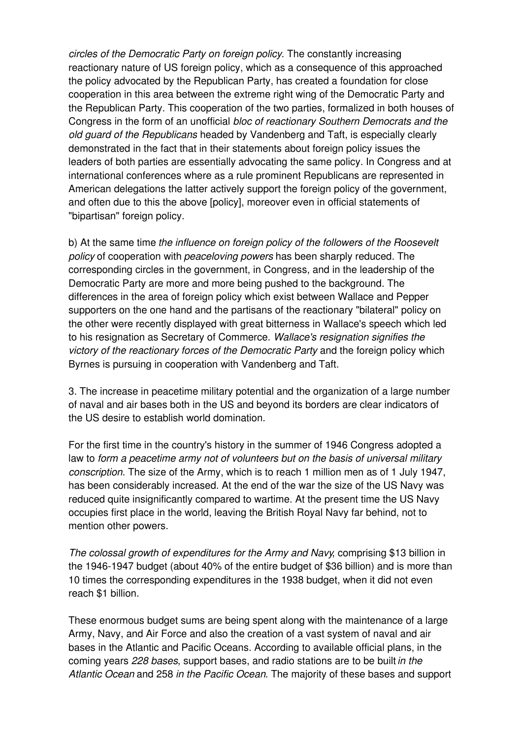*circles of the Democratic Party on foreign policy*. The constantly increasing reactionary nature of US foreign policy, which as a consequence of this approached the policy advocated by the Republican Party, has created a foundation for close cooperation in this area between the extreme right wing of the Democratic Party and the Republican Party. This cooperation of the two parties, formalized in both houses of Congress in the form of an unofficial *bloc of reactionary Southern Democrats and the old guard of the Republicans* headed by Vandenberg and Taft, is especially clearly demonstrated in the fact that in their statements about foreign policy issues the leaders of both parties are essentially advocating the same policy. In Congress and at international conferences where as a rule prominent Republicans are represented in American delegations the latter actively support the foreign policy of the government, and often due to this the above [policy], moreover even in official statements of "bipartisan" foreign policy.

b) At the same time *the influence on foreign policy of the followers of the Roosevelt policy* of cooperation with *peaceloving powers* has been sharply reduced. The corresponding circles in the government, in Congress, and in the leadership of the Democratic Party are more and more being pushed to the background. The differences in the area of foreign policy which exist between Wallace and Pepper supporters on the one hand and the partisans of the reactionary "bilateral" policy on the other were recently displayed with great bitterness in Wallace's speech which led to his resignation as Secretary of Commerce. *Wallace's resignation signifies the victory of the reactionary forces of the Democratic Party* and the foreign policy which Byrnes is pursuing in cooperation with Vandenberg and Taft.

3. The increase in peacetime military potential and the organization of a large number of naval and air bases both in the US and beyond its borders are clear indicators of the US desire to establish world domination.

For the first time in the country's history in the summer of 1946 Congress adopted a law to *form a peacetime army not of volunteers but on the basis of universal military conscription*. The size of the Army, which is to reach 1 million men as of 1 July 1947, has been considerably increased. At the end of the war the size of the US Navy was reduced quite insignificantly compared to wartime. At the present time the US Navy occupies first place in the world, leaving the British Royal Navy far behind, not to mention other powers.

*The colossal growth of expenditures for the Army and Navy*, comprising $13 billion in the 1946-1947 budget (about 40% of the entire budget of $36 billion) and is more than 10 times the corresponding expenditures in the 1938 budget, when it did not even reach $1 billion.

These enormous budget sums are being spent along with the maintenance of a large Army, Navy, and Air Force and also the creation of a vast system of naval and air bases in the Atlantic and Pacific Oceans. According to available official plans, in the coming years *228 bases*, support bases, and radio stations are to be built *in the Atlantic Ocean* and 258 *in the Pacific Ocean*. The majority of these bases and support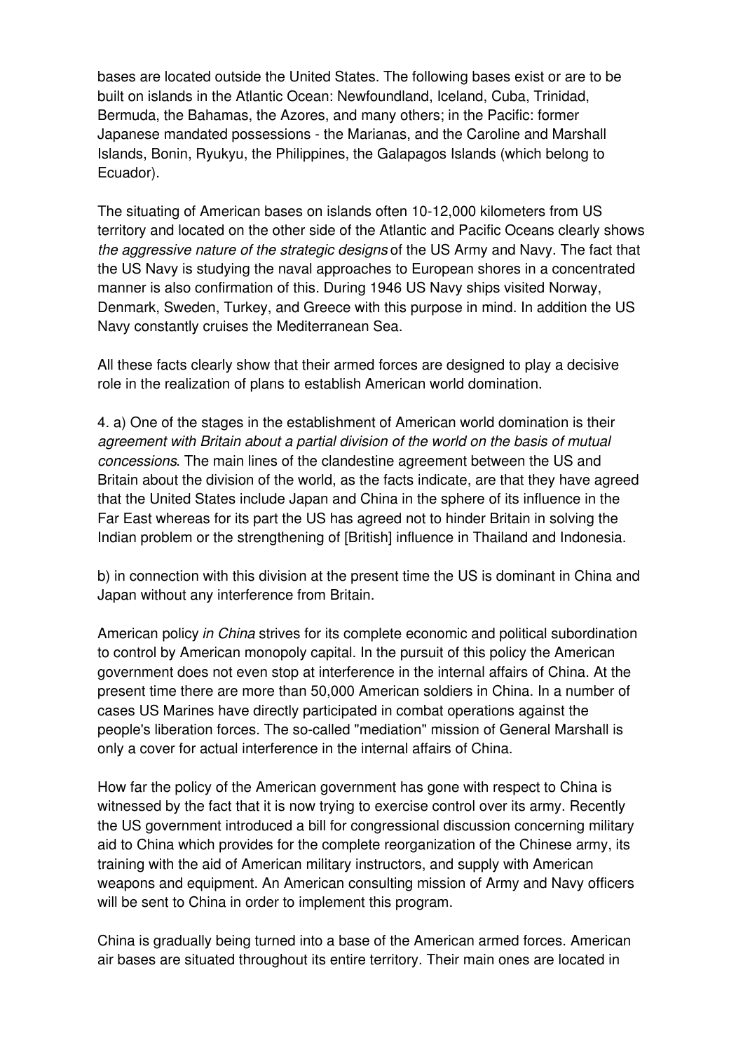bases are located outside the United States. The following bases exist or are to be built on islands in the Atlantic Ocean: Newfoundland, Iceland, Cuba, Trinidad, Bermuda, the Bahamas, the Azores, and many others; in the Pacific: former Japanese mandated possessions - the Marianas, and the Caroline and Marshall Islands, Bonin, Ryukyu, the Philippines, the Galapagos Islands (which belong to Ecuador).

The situating of American bases on islands often 10-12,000 kilometers from US territory and located on the other side of the Atlantic and Pacific Oceans clearly shows *the aggressive nature of the strategic designs* of the US Army and Navy. The fact that the US Navy is studying the naval approaches to European shores in a concentrated manner is also confirmation of this. During 1946 US Navy ships visited Norway, Denmark, Sweden, Turkey, and Greece with this purpose in mind. In addition the US Navy constantly cruises the Mediterranean Sea.

All these facts clearly show that their armed forces are designed to play a decisive role in the realization of plans to establish American world domination.

4. a) One of the stages in the establishment of American world domination is their *agreement with Britain about a partial division of the world on the basis of mutual concessions*. The main lines of the clandestine agreement between the US and Britain about the division of the world, as the facts indicate, are that they have agreed that the United States include Japan and China in the sphere of its influence in the Far East whereas for its part the US has agreed not to hinder Britain in solving the Indian problem or the strengthening of [British] influence in Thailand and Indonesia.

b) in connection with this division at the present time the US is dominant in China and Japan without any interference from Britain.

American policy *in China* strives for its complete economic and political subordination to control by American monopoly capital. In the pursuit of this policy the American government does not even stop at interference in the internal affairs of China. At the present time there are more than 50,000 American soldiers in China. In a number of cases US Marines have directly participated in combat operations against the people's liberation forces. The so-called "mediation" mission of General Marshall is only a cover for actual interference in the internal affairs of China.

How far the policy of the American government has gone with respect to China is witnessed by the fact that it is now trying to exercise control over its army. Recently the US government introduced a bill for congressional discussion concerning military aid to China which provides for the complete reorganization of the Chinese army, its training with the aid of American military instructors, and supply with American weapons and equipment. An American consulting mission of Army and Navy officers will be sent to China in order to implement this program.

China is gradually being turned into a base of the American armed forces. American air bases are situated throughout its entire territory. Their main ones are located in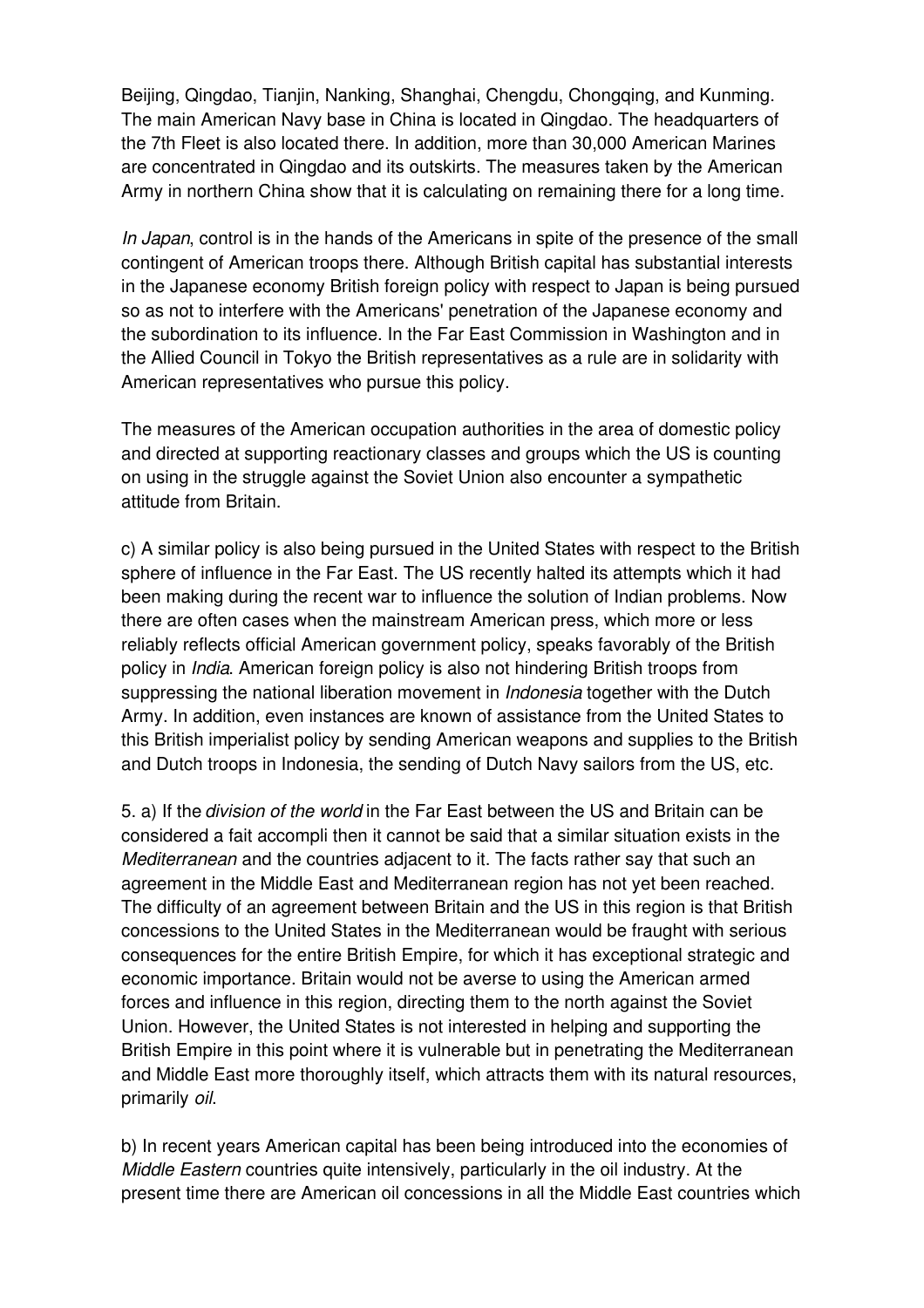Beijing, Qingdao, Tianjin, Nanking, Shanghai, Chengdu, Chongqing, and Kunming. The main American Navy base in China is located in Qingdao. The headquarters of the 7th Fleet is also located there. In addition, more than 30,000 American Marines are concentrated in Qingdao and its outskirts. The measures taken by the American Army in northern China show that it is calculating on remaining there for a long time.

*In Japan*, control is in the hands of the Americans in spite of the presence of the small contingent of American troops there. Although British capital has substantial interests in the Japanese economy British foreign policy with respect to Japan is being pursued so as not to interfere with the Americans' penetration of the Japanese economy and the subordination to its influence. In the Far East Commission in Washington and in the Allied Council in Tokyo the British representatives as a rule are in solidarity with American representatives who pursue this policy.

The measures of the American occupation authorities in the area of domestic policy and directed at supporting reactionary classes and groups which the US is counting on using in the struggle against the Soviet Union also encounter a sympathetic attitude from Britain.

c) A similar policy is also being pursued in the United States with respect to the British sphere of influence in the Far East. The US recently halted its attempts which it had been making during the recent war to influence the solution of Indian problems. Now there are often cases when the mainstream American press, which more or less reliably reflects official American government policy, speaks favorably of the British policy in *India*. American foreign policy is also not hindering British troops from suppressing the national liberation movement in *Indonesia* together with the Dutch Army. In addition, even instances are known of assistance from the United States to this British imperialist policy by sending American weapons and supplies to the British and Dutch troops in Indonesia, the sending of Dutch Navy sailors from the US, etc.

5. a) If the *division of the world* in the Far East between the US and Britain can be considered a fait accompli then it cannot be said that a similar situation exists in the *Mediterranean* and the countries adjacent to it. The facts rather say that such an agreement in the Middle East and Mediterranean region has not yet been reached. The difficulty of an agreement between Britain and the US in this region is that British concessions to the United States in the Mediterranean would be fraught with serious consequences for the entire British Empire, for which it has exceptional strategic and economic importance. Britain would not be averse to using the American armed forces and influence in this region, directing them to the north against the Soviet Union. However, the United States is not interested in helping and supporting the British Empire in this point where it is vulnerable but in penetrating the Mediterranean and Middle East more thoroughly itself, which attracts them with its natural resources, primarily *oil*.

b) In recent years American capital has been being introduced into the economies of *Middle Eastern* countries quite intensively, particularly in the oil industry. At the present time there are American oil concessions in all the Middle East countries which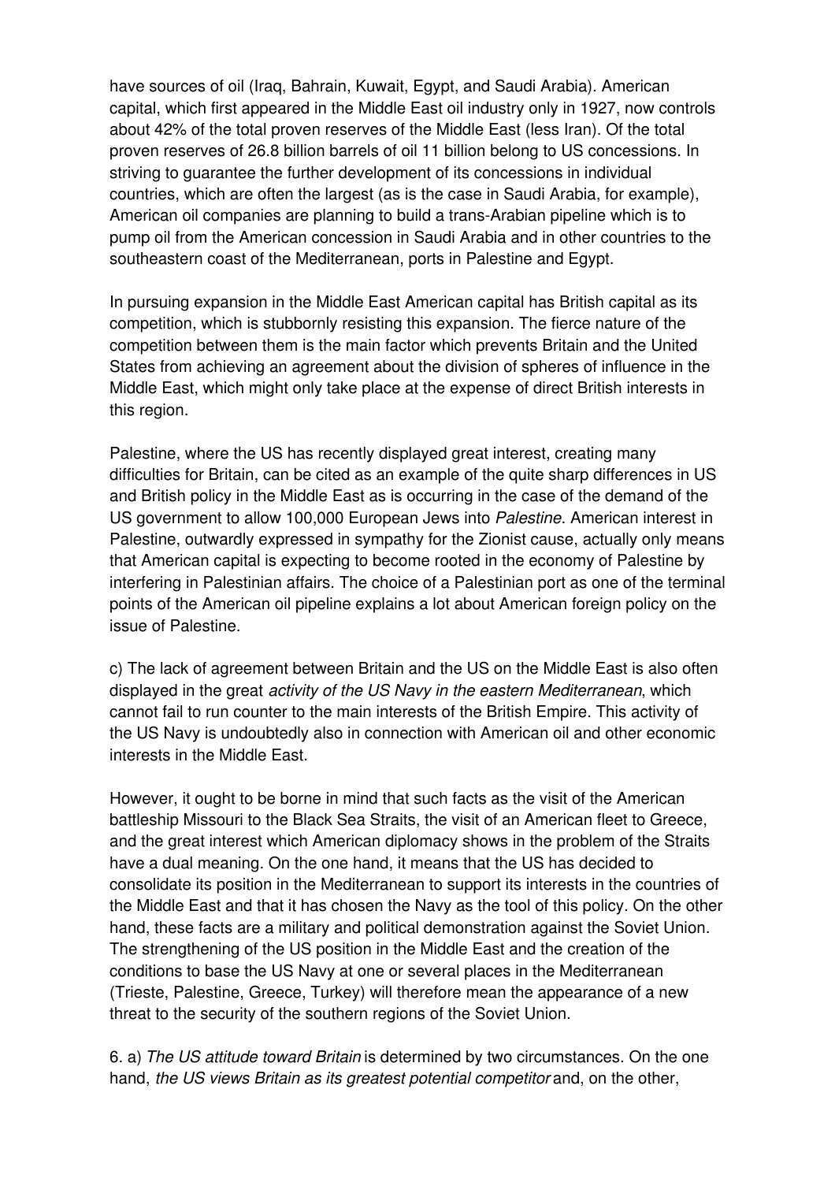have sources of oil (Iraq, Bahrain, Kuwait, Egypt, and Saudi Arabia). American capital, which first appeared in the Middle East oil industry only in 1927, now controls about 42% of the total proven reserves of the Middle East (less Iran). Of the total proven reserves of 26.8 billion barrels of oil 11 billion belong to US concessions. In striving to guarantee the further development of its concessions in individual countries, which are often the largest (as is the case in Saudi Arabia, for example), American oil companies are planning to build a trans-Arabian pipeline which is to pump oil from the American concession in Saudi Arabia and in other countries to the southeastern coast of the Mediterranean, ports in Palestine and Egypt.

In pursuing expansion in the Middle East American capital has British capital as its competition, which is stubbornly resisting this expansion. The fierce nature of the competition between them is the main factor which prevents Britain and the United States from achieving an agreement about the division of spheres of influence in the Middle East, which might only take place at the expense of direct British interests in this region.

Palestine, where the US has recently displayed great interest, creating many difficulties for Britain, can be cited as an example of the quite sharp differences in US and British policy in the Middle East as is occurring in the case of the demand of the US government to allow 100,000 European Jews into *Palestine*. American interest in Palestine, outwardly expressed in sympathy for the Zionist cause, actually only means that American capital is expecting to become rooted in the economy of Palestine by interfering in Palestinian affairs. The choice of a Palestinian port as one of the terminal points of the American oil pipeline explains a lot about American foreign policy on the issue of Palestine.

c) The lack of agreement between Britain and the US on the Middle East is also often displayed in the great *activity of the US Navy in the eastern Mediterranean*, which cannot fail to run counter to the main interests of the British Empire. This activity of the US Navy is undoubtedly also in connection with American oil and other economic interests in the Middle East.

However, it ought to be borne in mind that such facts as the visit of the American battleship Missouri to the Black Sea Straits, the visit of an American fleet to Greece, and the great interest which American diplomacy shows in the problem of the Straits have a dual meaning. On the one hand, it means that the US has decided to consolidate its position in the Mediterranean to support its interests in the countries of the Middle East and that it has chosen the Navy as the tool of this policy. On the other hand, these facts are a military and political demonstration against the Soviet Union. The strengthening of the US position in the Middle East and the creation of the conditions to base the US Navy at one or several places in the Mediterranean (Trieste, Palestine, Greece, Turkey) will therefore mean the appearance of a new threat to the security of the southern regions of the Soviet Union.

6. a) *The US attitude toward Britain* is determined by two circumstances. On the one hand, *the US views Britain as its greatest potential competitor* and, on the other,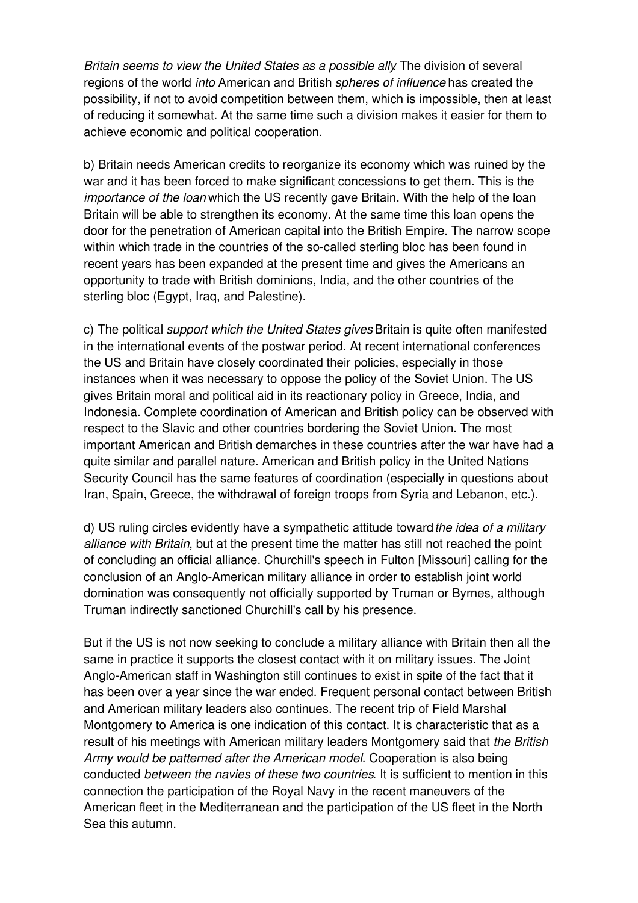*Britain seems to view the United States as a possible ally*. The division of several regions of the world *into* American and British *spheres of influence* has created the possibility, if not to avoid competition between them, which is impossible, then at least of reducing it somewhat. At the same time such a division makes it easier for them to achieve economic and political cooperation.

b) Britain needs American credits to reorganize its economy which was ruined by the war and it has been forced to make significant concessions to get them. This is the *importance of the loan* which the US recently gave Britain. With the help of the loan Britain will be able to strengthen its economy. At the same time this loan opens the door for the penetration of American capital into the British Empire. The narrow scope within which trade in the countries of the so-called sterling bloc has been found in recent years has been expanded at the present time and gives the Americans an opportunity to trade with British dominions, India, and the other countries of the sterling bloc (Egypt, Iraq, and Palestine).

c) The political *support which the United States gives* Britain is quite often manifested in the international events of the postwar period. At recent international conferences the US and Britain have closely coordinated their policies, especially in those instances when it was necessary to oppose the policy of the Soviet Union. The US gives Britain moral and political aid in its reactionary policy in Greece, India, and Indonesia. Complete coordination of American and British policy can be observed with respect to the Slavic and other countries bordering the Soviet Union. The most important American and British demarches in these countries after the war have had a quite similar and parallel nature. American and British policy in the United Nations Security Council has the same features of coordination (especially in questions about Iran, Spain, Greece, the withdrawal of foreign troops from Syria and Lebanon, etc.).

d) US ruling circles evidently have a sympathetic attitude toward *the idea of a military alliance with Britain*, but at the present time the matter has still not reached the point of concluding an official alliance. Churchill's speech in Fulton [Missouri] calling for the conclusion of an Anglo-American military alliance in order to establish joint world domination was consequently not officially supported by Truman or Byrnes, although Truman indirectly sanctioned Churchill's call by his presence.

But if the US is not now seeking to conclude a military alliance with Britain then all the same in practice it supports the closest contact with it on military issues. The Joint Anglo-American staff in Washington still continues to exist in spite of the fact that it has been over a year since the war ended. Frequent personal contact between British and American military leaders also continues. The recent trip of Field Marshal Montgomery to America is one indication of this contact. It is characteristic that as a result of his meetings with American military leaders Montgomery said that *the British Army would be patterned after the American model*. Cooperation is also being conducted *between the navies of these two countries*. It is sufficient to mention in this connection the participation of the Royal Navy in the recent maneuvers of the American fleet in the Mediterranean and the participation of the US fleet in the North Sea this autumn.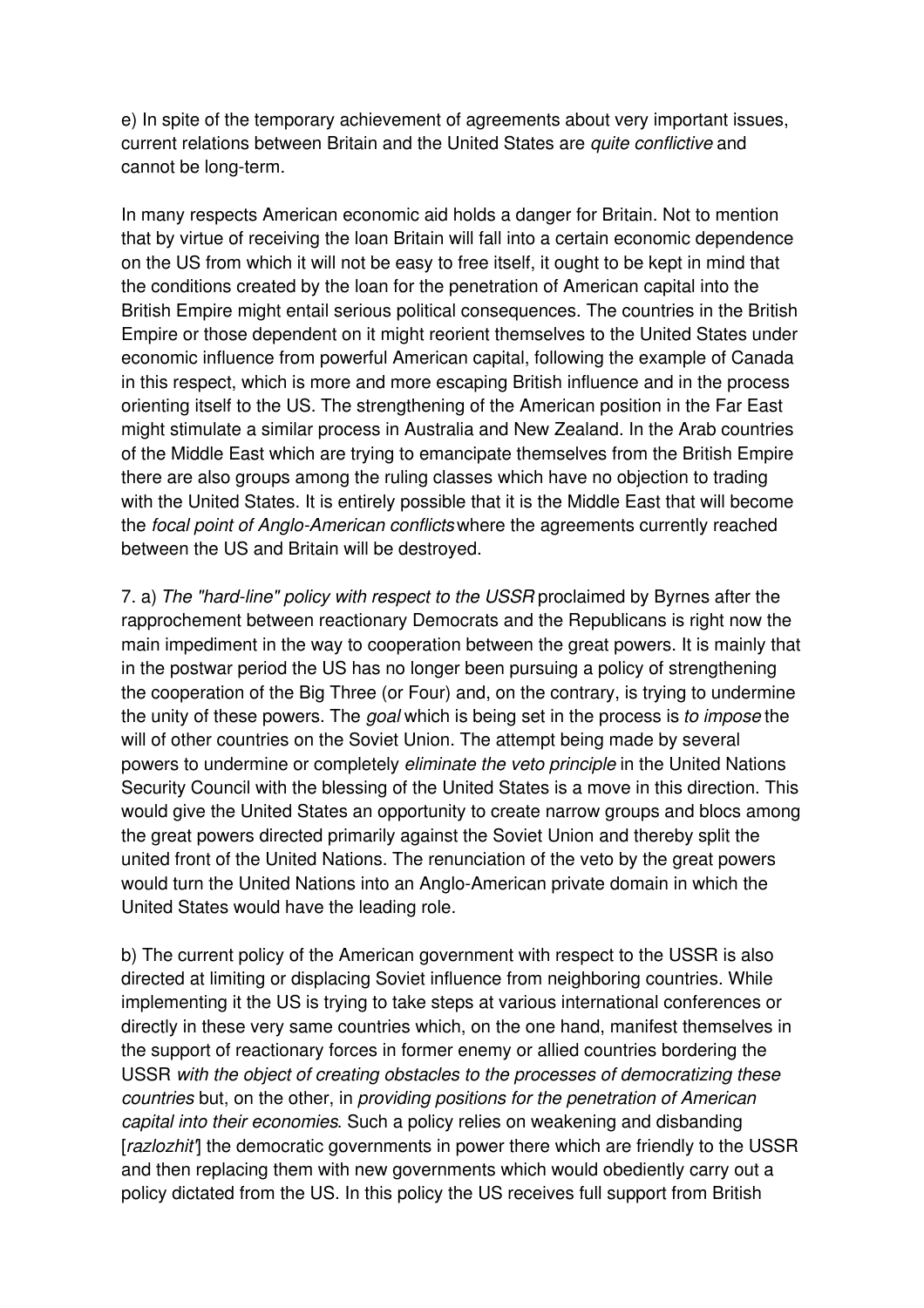e) In spite of the temporary achievement of agreements about very important issues, current relations between Britain and the United States are *quite conflictive* and cannot be long-term.

In many respects American economic aid holds a danger for Britain. Not to mention that by virtue of receiving the loan Britain will fall into a certain economic dependence on the US from which it will not be easy to free itself, it ought to be kept in mind that the conditions created by the loan for the penetration of American capital into the British Empire might entail serious political consequences. The countries in the British Empire or those dependent on it might reorient themselves to the United States under economic influence from powerful American capital, following the example of Canada in this respect, which is more and more escaping British influence and in the process orienting itself to the US. The strengthening of the American position in the Far East might stimulate a similar process in Australia and New Zealand. In the Arab countries of the Middle East which are trying to emancipate themselves from the British Empire there are also groups among the ruling classes which have no objection to trading with the United States. It is entirely possible that it is the Middle East that will become the *focal point of Anglo-American conflicts* where the agreements currently reached between the US and Britain will be destroyed.

7. a) *The "hard-line" policy with respect to the USSR* proclaimed by Byrnes after the rapprochement between reactionary Democrats and the Republicans is right now the main impediment in the way to cooperation between the great powers. It is mainly that in the postwar period the US has no longer been pursuing a policy of strengthening the cooperation of the Big Three (or Four) and, on the contrary, is trying to undermine the unity of these powers. The *goal* which is being set in the process is *to impose* the will of other countries on the Soviet Union. The attempt being made by several powers to undermine or completely *eliminate the veto principle* in the United Nations Security Council with the blessing of the United States is a move in this direction. This would give the United States an opportunity to create narrow groups and blocs among the great powers directed primarily against the Soviet Union and thereby split the united front of the United Nations. The renunciation of the veto by the great powers would turn the United Nations into an Anglo-American private domain in which the United States would have the leading role.

b) The current policy of the American government with respect to the USSR is also directed at limiting or displacing Soviet influence from neighboring countries. While implementing it the US is trying to take steps at various international conferences or directly in these very same countries which, on the one hand, manifest themselves in the support of reactionary forces in former enemy or allied countries bordering the USSR *with the object of creating obstacles to the processes of democratizing these countries* but, on the other, in *providing positions for the penetration of American capital into their economies*. Such a policy relies on weakening and disbanding [*razlozhit'*] the democratic governments in power there which are friendly to the USSR and then replacing them with new governments which would obediently carry out a policy dictated from the US. In this policy the US receives full support from British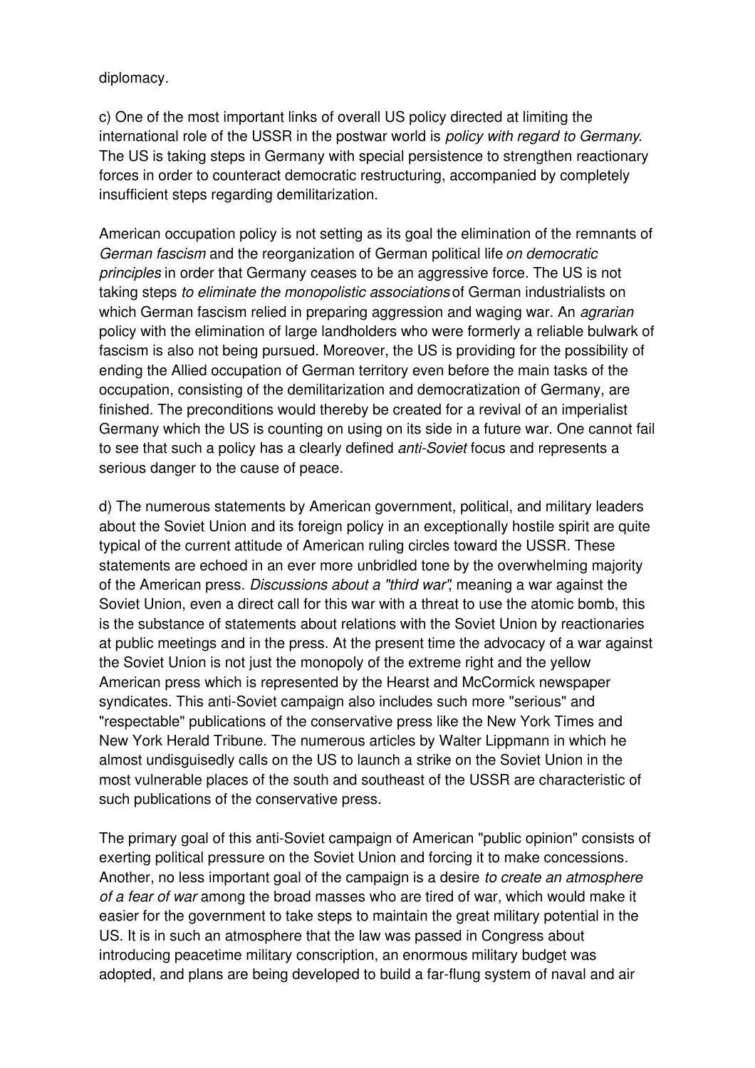diplomacy.

c) One of the most important links of overall US policy directed at limiting the international role of the USSR in the postwar world is *policy with regard to Germany*. The US is taking steps in Germany with special persistence to strengthen reactionary forces in order to counteract democratic restructuring, accompanied by completely insufficient steps regarding demilitarization.

American occupation policy is not setting as its goal the elimination of the remnants of *German fascism* and the reorganization of German political life *on democratic principles* in order that Germany ceases to be an aggressive force. The US is not taking steps *to eliminate the monopolistic associations* of German industrialists on which German fascism relied in preparing aggression and waging war. An *agrarian* policy with the elimination of large landholders who were formerly a reliable bulwark of fascism is also not being pursued. Moreover, the US is providing for the possibility of ending the Allied occupation of German territory even before the main tasks of the occupation, consisting of the demilitarization and democratization of Germany, are finished. The preconditions would thereby be created for a revival of an imperialist Germany which the US is counting on using on its side in a future war. One cannot fail to see that such a policy has a clearly defined *anti-Soviet* focus and represents a serious danger to the cause of peace.

d) The numerous statements by American government, political, and military leaders about the Soviet Union and its foreign policy in an exceptionally hostile spirit are quite typical of the current attitude of American ruling circles toward the USSR. These statements are echoed in an ever more unbridled tone by the overwhelming majority of the American press. *Discussions about a "third war"*, meaning a war against the Soviet Union, even a direct call for this war with a threat to use the atomic bomb, this is the substance of statements about relations with the Soviet Union by reactionaries at public meetings and in the press. At the present time the advocacy of a war against the Soviet Union is not just the monopoly of the extreme right and the yellow American press which is represented by the Hearst and McCormick newspaper syndicates. This anti-Soviet campaign also includes such more "serious" and "respectable" publications of the conservative press like the New York Times and New York Herald Tribune. The numerous articles by Walter Lippmann in which he almost undisguisedly calls on the US to launch a strike on the Soviet Union in the most vulnerable places of the south and southeast of the USSR are characteristic of such publications of the conservative press.

The primary goal of this anti-Soviet campaign of American "public opinion" consists of exerting political pressure on the Soviet Union and forcing it to make concessions. Another, no less important goal of the campaign is a desire *to create an atmosphere of a fear of war* among the broad masses who are tired of war, which would make it easier for the government to take steps to maintain the great military potential in the US. It is in such an atmosphere that the law was passed in Congress about introducing peacetime military conscription, an enormous military budget was adopted, and plans are being developed to build a far-flung system of naval and air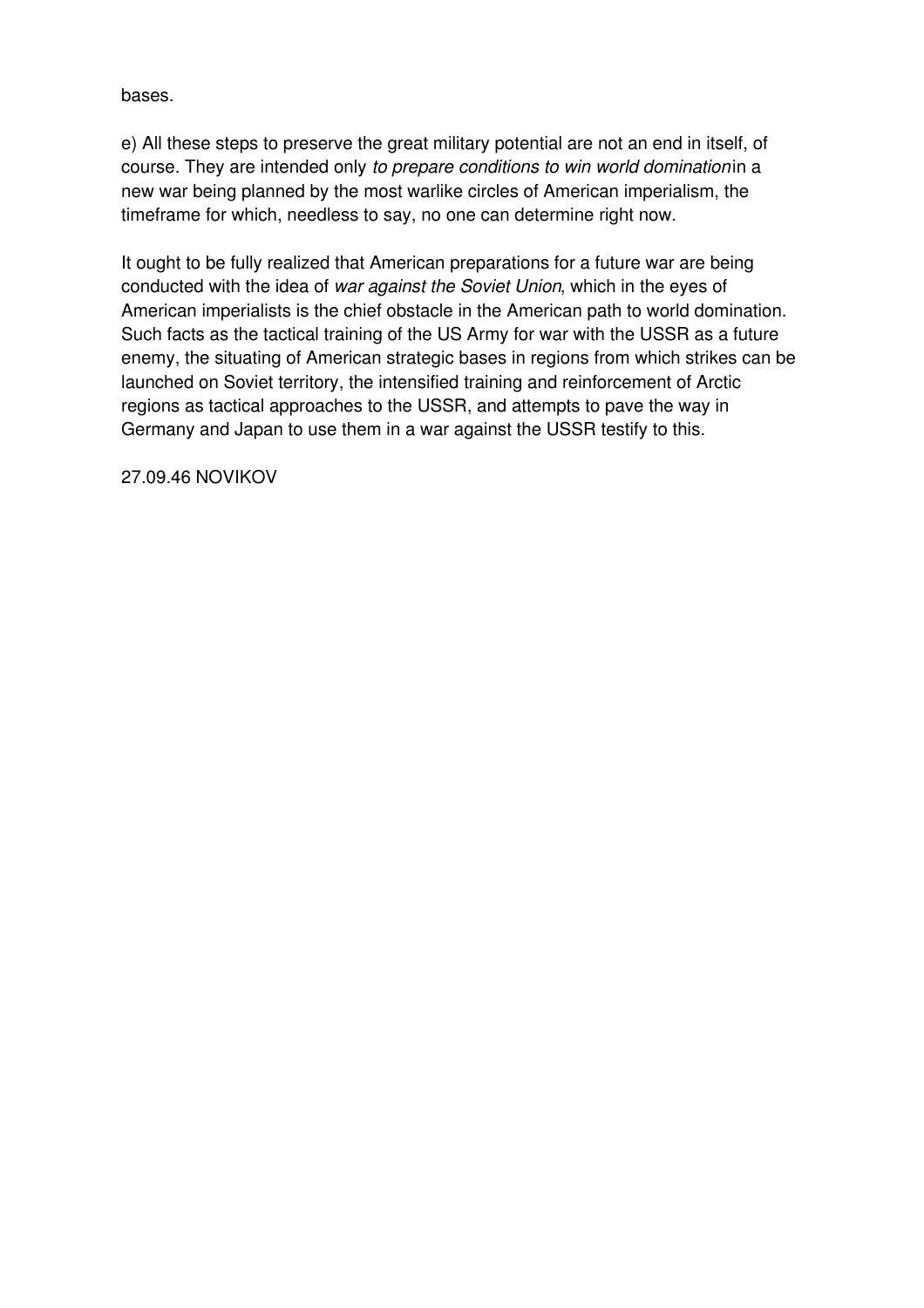bases.

e) All these steps to preserve the great military potential are not an end in itself, of course. They are intended only *to prepare conditions to win world domination* in a new war being planned by the most warlike circles of American imperialism, the timeframe for which, needless to say, no one can determine right now.

It ought to be fully realized that American preparations for a future war are being conducted with the idea of *war against the Soviet Union*, which in the eyes of American imperialists is the chief obstacle in the American path to world domination. Such facts as the tactical training of the US Army for war with the USSR as a future enemy, the situating of American strategic bases in regions from which strikes can be launched on Soviet territory, the intensified training and reinforcement of Arctic regions as tactical approaches to the USSR, and attempts to pave the way in Germany and Japan to use them in a war against the USSR testify to this.

27.09.46 NOVIKOV